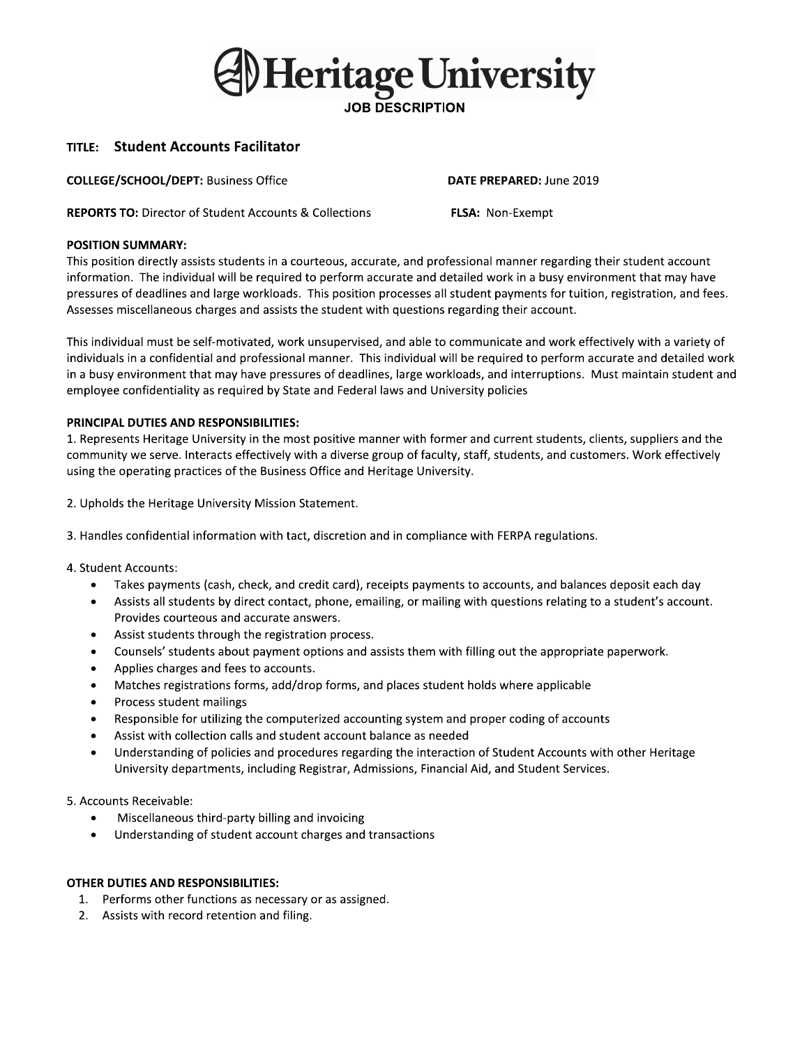# Heritage University

## JOB DESCRIPTION

**TITLE: Student Accounts Facilitator**

**COLLEGE/SCHOOL/DEPT:** Business Office

**DATE PREPARED:** June 2019

**REPORTS TO:** Director of Student Accounts & Collections

**FLSA:** Non-Exempt

**POSITION SUMMARY:**

This position directly assists students in a courteous, accurate, and professional manner regarding their student account information. The individual will be required to perform accurate and detailed work in a busy environment that may have pressures of deadlines and large workloads. This position processes all student payments for tuition, registration, and fees. Assesses miscellaneous charges and assists the student with questions regarding their account.

This individual must be self-motivated, work unsupervised, and able to communicate and work effectively with a variety of individuals in a confidential and professional manner. This individual will be required to perform accurate and detailed work in a busy environment that may have pressures of deadlines, large workloads, and interruptions. Must maintain student and employee confidentiality as required by State and Federal laws and University policies

**PRINCIPAL DUTIES AND RESPONSIBILITIES:**

1. Represents Heritage University in the most positive manner with former and current students, clients, suppliers and the community we serve. Interacts effectively with a diverse group of faculty, staff, students, and customers. Work effectively using the operating practices of the Business Office and Heritage University.

2. Upholds the Heritage University Mission Statement.

3. Handles confidential information with tact, discretion and in compliance with FERPA regulations.

4. Student Accounts:
   - Takes payments (cash, check, and credit card), receipts payments to accounts, and balances deposit each day
   - Assists all students by direct contact, phone, emailing, or mailing with questions relating to a student's account. Provides courteous and accurate answers.
   - Assist students through the registration process.
   - Counsels' students about payment options and assists them with filling out the appropriate paperwork.
   - Applies charges and fees to accounts.
   - Matches registrations forms, add/drop forms, and places student holds where applicable
   - Process student mailings
   - Responsible for utilizing the computerized accounting system and proper coding of accounts
   - Assist with collection calls and student account balance as needed
   - Understanding of policies and procedures regarding the interaction of Student Accounts with other Heritage University departments, including Registrar, Admissions, Financial Aid, and Student Services.

5. Accounts Receivable:
   - Miscellaneous third-party billing and invoicing
   - Understanding of student account charges and transactions

**OTHER DUTIES AND RESPONSIBILITIES:**

1. Performs other functions as necessary or as assigned.
2. Assists with record retention and filing.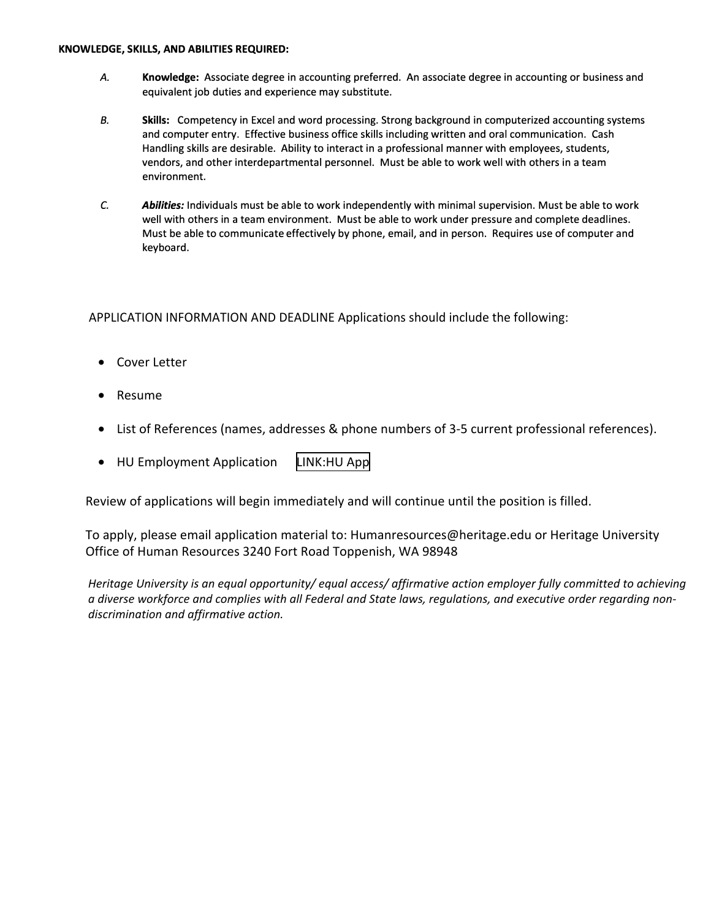**KNOWLEDGE, SKILLS, AND ABILITIES REQUIRED:**

*A.* **Knowledge:** Associate degree in accounting preferred. An associate degree in accounting or business and equivalent job duties and experience may substitute.

*B.* **Skills:** Competency in Excel and word processing. Strong background in computerized accounting systems and computer entry. Effective business office skills including written and oral communication. Cash Handling skills are desirable. Ability to interact in a professional manner with employees, students, vendors, and other interdepartmental personnel. Must be able to work well with others in a team environment.

*C.* ***Abilities:*** Individuals must be able to work independently with minimal supervision. Must be able to work well with others in a team environment. Must be able to work under pressure and complete deadlines. Must be able to communicate effectively by phone, email, and in person. Requires use of computer and keyboard.

APPLICATION INFORMATION AND DEADLINE Applications should include the following:

- Cover Letter
- Resume
- List of References (names, addresses & phone numbers of 3-5 current professional references).
- HU Employment Application LINK:HU App

Review of applications will begin immediately and will continue until the position is filled.

To apply, please email application material to: Humanresources@heritage.edu or Heritage University Office of Human Resources 3240 Fort Road Toppenish, WA 98948

*Heritage University is an equal opportunity/ equal access/ affirmative action employer fully committed to achieving a diverse workforce and complies with all Federal and State laws, regulations, and executive order regarding non-discrimination and affirmative action.*